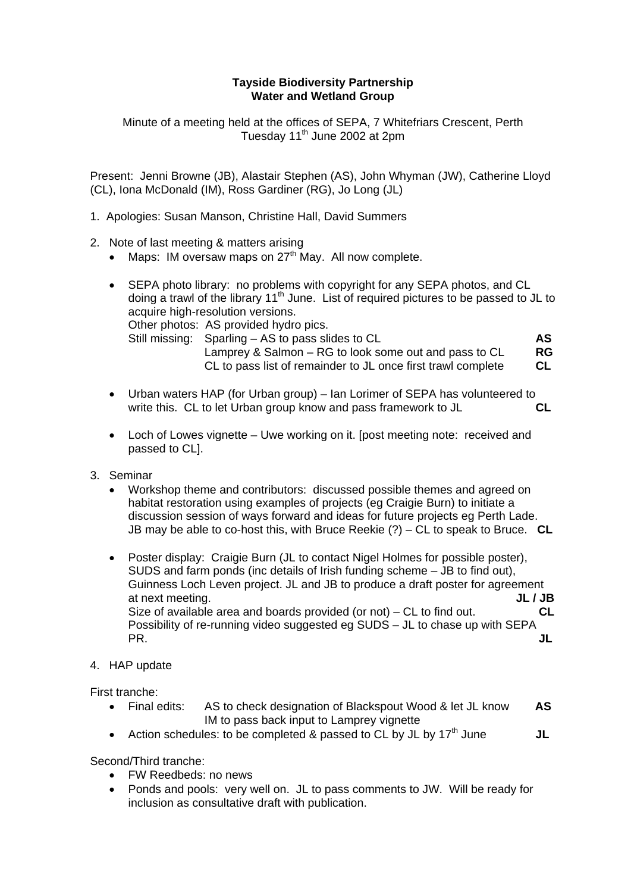**Tayside Biodiversity Partnership**
**Water and Wetland Group**

Minute of a meeting held at the offices of SEPA, 7 Whitefriars Crescent, Perth
Tuesday 11th June 2002 at 2pm

Present: Jenni Browne (JB), Alastair Stephen (AS), John Whyman (JW), Catherine Lloyd (CL), Iona McDonald (IM), Ross Gardiner (RG), Jo Long (JL)

1. Apologies: Susan Manson, Christine Hall, David Summers

2. Note of last meeting & matters arising
   - Maps: IM oversaw maps on 27th May. All now complete.

   - SEPA photo library: no problems with copyright for any SEPA photos, and CL doing a trawl of the library 11th June. List of required pictures to be passed to JL to acquire high-resolution versions.
     Other photos: AS provided hydro pics.
     Still missing: Sparling – AS to pass slides to CL **AS**
     Lamprey & Salmon – RG to look some out and pass to CL **RG**
     CL to pass list of remainder to JL once first trawl complete **CL**

   - Urban waters HAP (for Urban group) – Ian Lorimer of SEPA has volunteered to write this. CL to let Urban group know and pass framework to JL **CL**

   - Loch of Lowes vignette – Uwe working on it. [post meeting note: received and passed to CL].

3. Seminar
   - Workshop theme and contributors: discussed possible themes and agreed on habitat restoration using examples of projects (eg Craigie Burn) to initiate a discussion session of ways forward and ideas for future projects eg Perth Lade. JB may be able to co-host this, with Bruce Reekie (?) – CL to speak to Bruce. **CL**

   - Poster display: Craigie Burn (JL to contact Nigel Holmes for possible poster), SUDS and farm ponds (inc details of Irish funding scheme – JB to find out), Guinness Loch Leven project. JL and JB to produce a draft poster for agreement at next meeting. **JL / JB**
     Size of available area and boards provided (or not) – CL to find out. **CL**
     Possibility of re-running video suggested eg SUDS – JL to chase up with SEPA PR. **JL**

4. HAP update

First tranche:

- Final edits: AS to check designation of Blackspout Wood & let JL know **AS**
  IM to pass back input to Lamprey vignette
- Action schedules: to be completed & passed to CL by JL by 17th June **JL**

Second/Third tranche:

- FW Reedbeds: no news
- Ponds and pools: very well on. JL to pass comments to JW. Will be ready for inclusion as consultative draft with publication.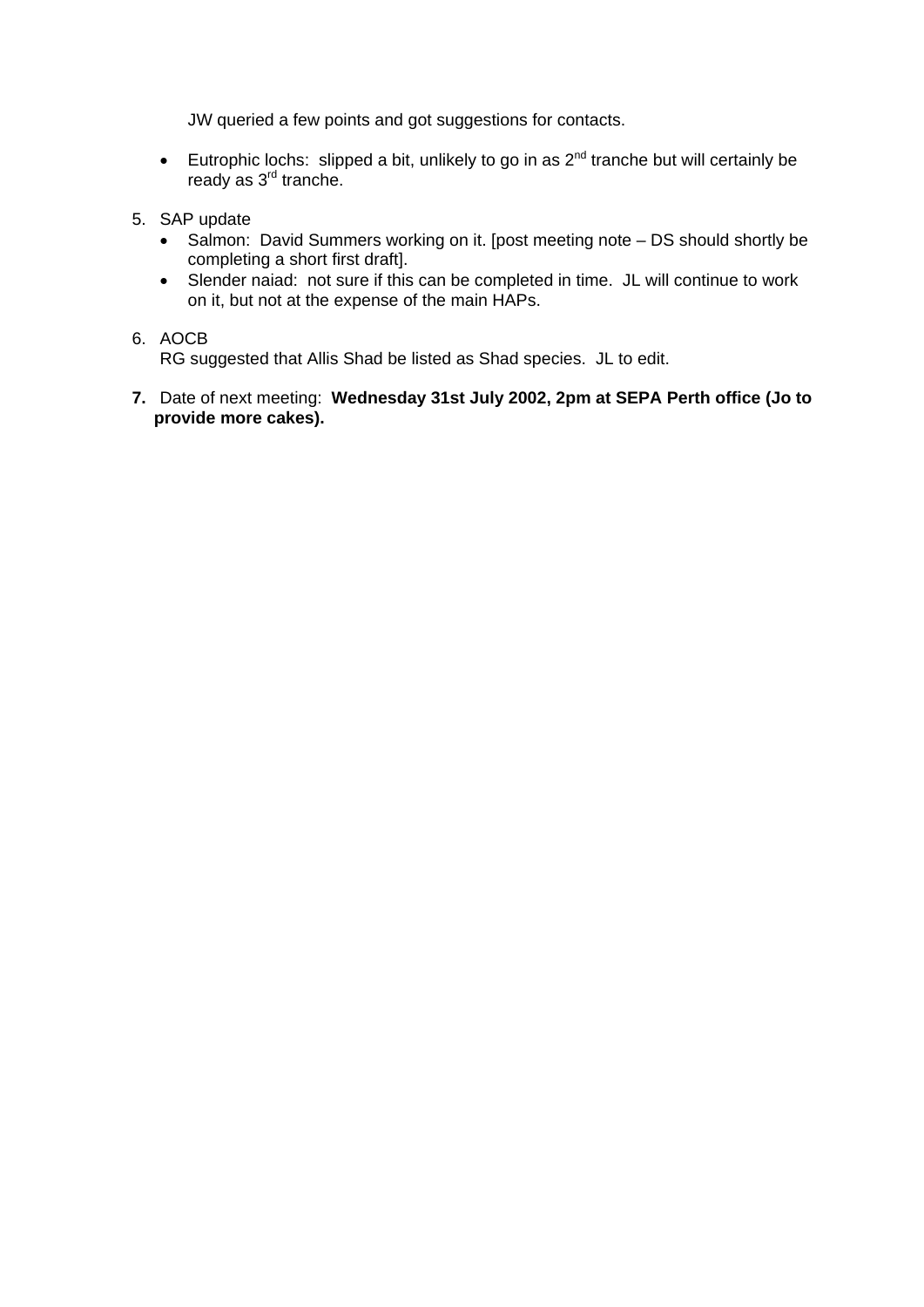JW queried a few points and got suggestions for contacts.

- Eutrophic lochs: slipped a bit, unlikely to go in as 2nd tranche but will certainly be ready as 3rd tranche.

5. SAP update
   - Salmon: David Summers working on it. [post meeting note – DS should shortly be completing a short first draft].
   - Slender naiad: not sure if this can be completed in time. JL will continue to work on it, but not at the expense of the main HAPs.

6. AOCB

   RG suggested that Allis Shad be listed as Shad species. JL to edit.

7. Date of next meeting: **Wednesday 31st July 2002, 2pm at SEPA Perth office (Jo to provide more cakes).**